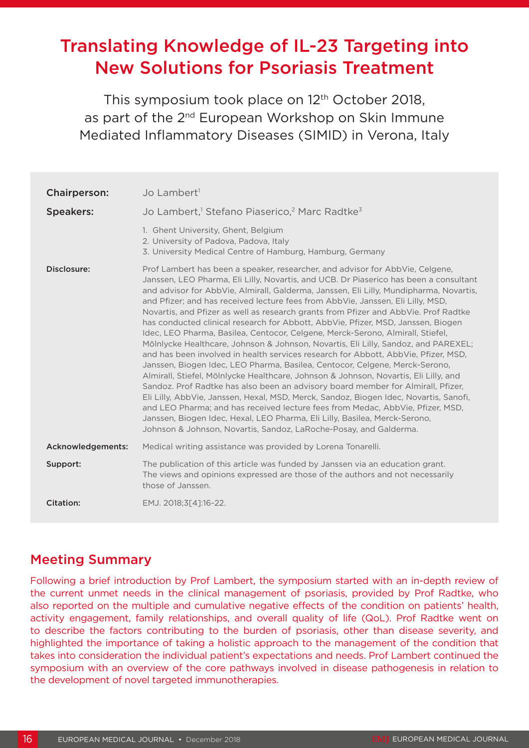# Translating Knowledge of IL-23 Targeting into New Solutions for Psoriasis Treatment

This symposium took place on 12th October 2018, as part of the 2nd European Workshop on Skin Immune Mediated Inflammatory Diseases (SIMID) in Verona, Italy

| | |
|---|---|
| **Chairperson:** | Jo Lambert[1] |
| **Speakers:** | Jo Lambert,[1] Stefano Piaserico,[2] Marc Radtke[3] |
| | 1. Ghent University, Ghent, Belgium<br>2. University of Padova, Padova, Italy<br>3. University Medical Centre of Hamburg, Hamburg, Germany |
| **Disclosure:** | Prof Lambert has been a speaker, researcher, and advisor for AbbVie, Celgene, Janssen, LEO Pharma, Eli Lilly, Novartis, and UCB. Dr Piaserico has been a consultant and advisor for AbbVie, Almirall, Galderma, Janssen, Eli Lilly, Mundipharma, Novartis, and Pfizer; and has received lecture fees from AbbVie, Janssen, Eli Lilly, MSD, Novartis, and Pfizer as well as research grants from Pfizer and AbbVie. Prof Radtke has conducted clinical research for Abbott, AbbVie, Pfizer, MSD, Janssen, Biogen Idec, LEO Pharma, Basilea, Centocor, Celgene, Merck-Serono, Almirall, Stiefel, Mölnlycke Healthcare, Johnson & Johnson, Novartis, Eli Lilly, Sandoz, and PAREXEL; and has been involved in health services research for Abbott, AbbVie, Pfizer, MSD, Janssen, Biogen Idec, LEO Pharma, Basilea, Centocor, Celgene, Merck-Serono, Almirall, Stiefel, Mölnlycke Healthcare, Johnson & Johnson, Novartis, Eli Lilly, and Sandoz. Prof Radtke has also been an advisory board member for Almirall, Pfizer, Eli Lilly, AbbVie, Janssen, Hexal, MSD, Merck, Sandoz, Biogen Idec, Novartis, Sanofi, and LEO Pharma; and has received lecture fees from Medac, AbbVie, Pfizer, MSD, Janssen, Biogen Idec, Hexal, LEO Pharma, Eli Lilly, Basilea, Merck-Serono, Johnson & Johnson, Novartis, Sandoz, LaRoche-Posay, and Galderma. |
| **Acknowledgements:** | Medical writing assistance was provided by Lorena Tonarelli. |
| **Support:** | The publication of this article was funded by Janssen via an education grant. The views and opinions expressed are those of the authors and not necessarily those of Janssen. |
| **Citation:** | EMJ. 2018;3[4]:16-22. |

## Meeting Summary

Following a brief introduction by Prof Lambert, the symposium started with an in-depth review of the current unmet needs in the clinical management of psoriasis, provided by Prof Radtke, who also reported on the multiple and cumulative negative effects of the condition on patients' health, activity engagement, family relationships, and overall quality of life (QoL). Prof Radtke went on to describe the factors contributing to the burden of psoriasis, other than disease severity, and highlighted the importance of taking a holistic approach to the management of the condition that takes into consideration the individual patient's expectations and needs. Prof Lambert continued the symposium with an overview of the core pathways involved in disease pathogenesis in relation to the development of novel targeted immunotherapies.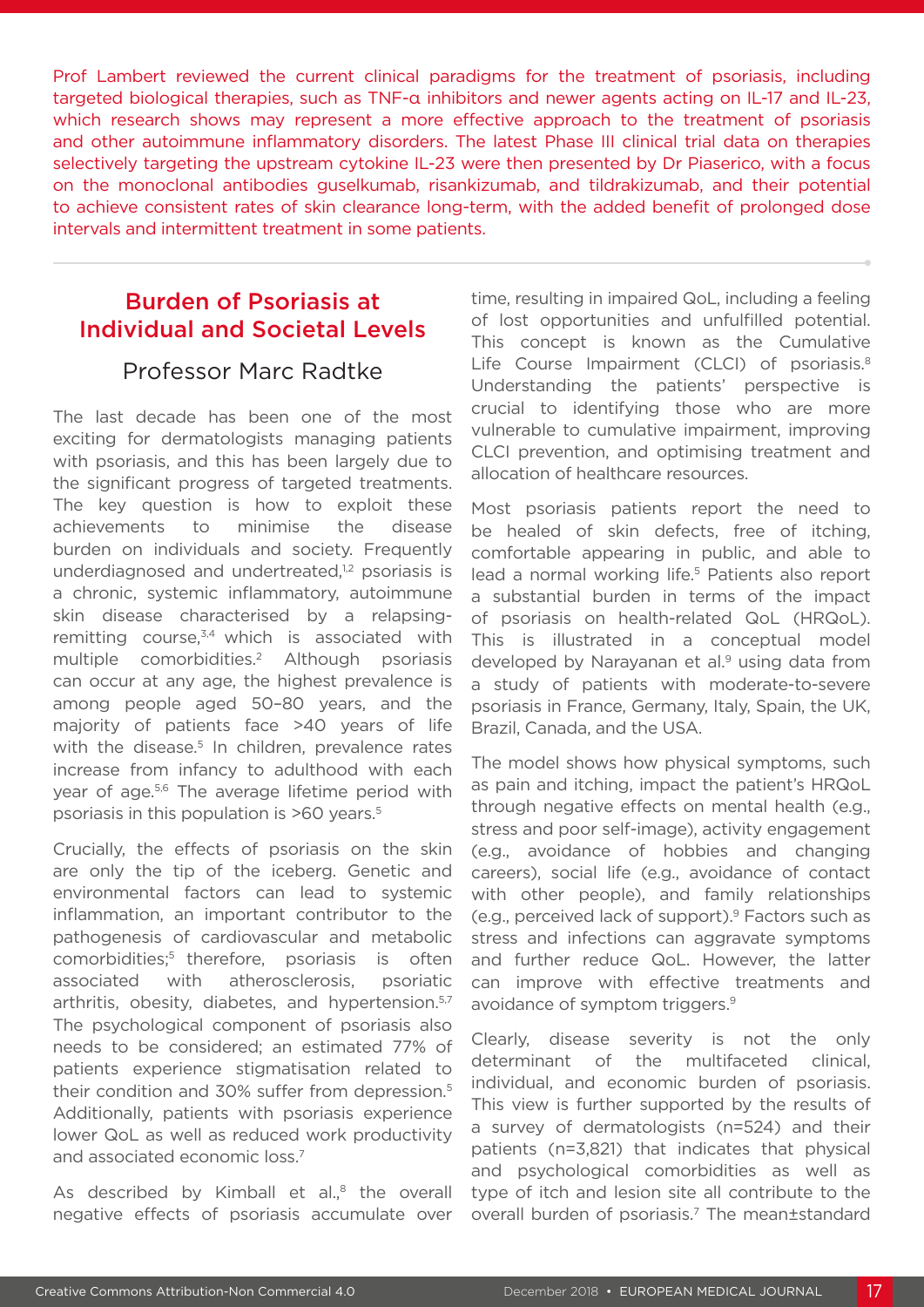Prof Lambert reviewed the current clinical paradigms for the treatment of psoriasis, including targeted biological therapies, such as TNF-α inhibitors and newer agents acting on IL-17 and IL-23, which research shows may represent a more effective approach to the treatment of psoriasis and other autoimmune inflammatory disorders. The latest Phase III clinical trial data on therapies selectively targeting the upstream cytokine IL-23 were then presented by Dr Piaserico, with a focus on the monoclonal antibodies guselkumab, risankizumab, and tildrakizumab, and their potential to achieve consistent rates of skin clearance long-term, with the added benefit of prolonged dose intervals and intermittent treatment in some patients.

## Burden of Psoriasis at Individual and Societal Levels

### Professor Marc Radtke

The last decade has been one of the most exciting for dermatologists managing patients with psoriasis, and this has been largely due to the significant progress of targeted treatments. The key question is how to exploit these achievements to minimise the disease burden on individuals and society. Frequently underdiagnosed and undertreated,[1,2] psoriasis is a chronic, systemic inflammatory, autoimmune skin disease characterised by a relapsing-remitting course,[3,4] which is associated with multiple comorbidities.[2] Although psoriasis can occur at any age, the highest prevalence is among people aged 50–80 years, and the majority of patients face >40 years of life with the disease.[5] In children, prevalence rates increase from infancy to adulthood with each year of age.[5,6] The average lifetime period with psoriasis in this population is >60 years.[5]

Crucially, the effects of psoriasis on the skin are only the tip of the iceberg. Genetic and environmental factors can lead to systemic inflammation, an important contributor to the pathogenesis of cardiovascular and metabolic comorbidities;[5] therefore, psoriasis is often associated with atherosclerosis, psoriatic arthritis, obesity, diabetes, and hypertension.[5,7] The psychological component of psoriasis also needs to be considered; an estimated 77% of patients experience stigmatisation related to their condition and 30% suffer from depression.[5] Additionally, patients with psoriasis experience lower QoL as well as reduced work productivity and associated economic loss.[7]

As described by Kimball et al.,[8] the overall negative effects of psoriasis accumulate over time, resulting in impaired QoL, including a feeling of lost opportunities and unfulfilled potential. This concept is known as the Cumulative Life Course Impairment (CLCI) of psoriasis.[8] Understanding the patients' perspective is crucial to identifying those who are more vulnerable to cumulative impairment, improving CLCI prevention, and optimising treatment and allocation of healthcare resources.

Most psoriasis patients report the need to be healed of skin defects, free of itching, comfortable appearing in public, and able to lead a normal working life.[5] Patients also report a substantial burden in terms of the impact of psoriasis on health-related QoL (HRQoL). This is illustrated in a conceptual model developed by Narayanan et al.[9] using data from a study of patients with moderate-to-severe psoriasis in France, Germany, Italy, Spain, the UK, Brazil, Canada, and the USA.

The model shows how physical symptoms, such as pain and itching, impact the patient's HRQoL through negative effects on mental health (e.g., stress and poor self-image), activity engagement (e.g., avoidance of hobbies and changing careers), social life (e.g., avoidance of contact with other people), and family relationships (e.g., perceived lack of support).[9] Factors such as stress and infections can aggravate symptoms and further reduce QoL. However, the latter can improve with effective treatments and avoidance of symptom triggers.[9]

Clearly, disease severity is not the only determinant of the multifaceted clinical, individual, and economic burden of psoriasis. This view is further supported by the results of a survey of dermatologists (n=524) and their patients (n=3,821) that indicates that physical and psychological comorbidities as well as type of itch and lesion site all contribute to the overall burden of psoriasis.[7] The mean±standard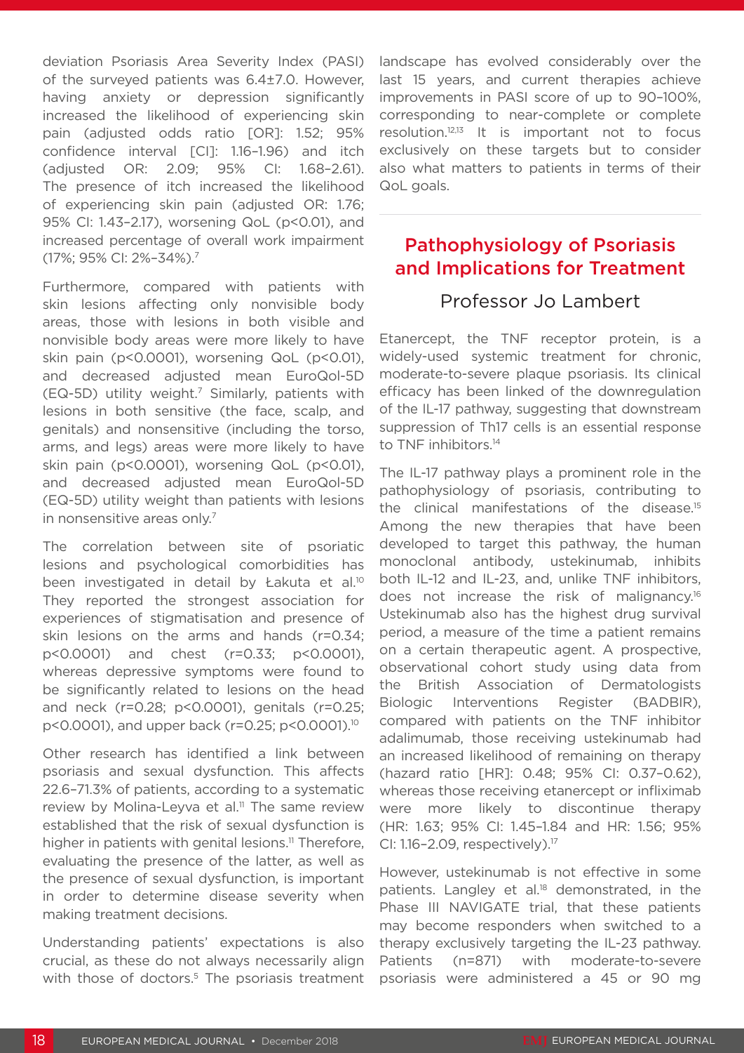deviation Psoriasis Area Severity Index (PASI) of the surveyed patients was 6.4±7.0. However, having anxiety or depression significantly increased the likelihood of experiencing skin pain (adjusted odds ratio [OR]: 1.52; 95% confidence interval [CI]: 1.16–1.96) and itch (adjusted OR: 2.09; 95% CI: 1.68–2.61). The presence of itch increased the likelihood of experiencing skin pain (adjusted OR: 1.76; 95% CI: 1.43–2.17), worsening QoL ($p<0.01$), and increased percentage of overall work impairment (17%; 95% CI: 2%–34%).[7]

Furthermore, compared with patients with skin lesions affecting only nonvisible body areas, those with lesions in both visible and nonvisible body areas were more likely to have skin pain ($p<0.0001$), worsening QoL ($p<0.01$), and decreased adjusted mean EuroQol-5D (EQ-5D) utility weight.[7] Similarly, patients with lesions in both sensitive (the face, scalp, and genitals) and nonsensitive (including the torso, arms, and legs) areas were more likely to have skin pain ($p<0.0001$), worsening QoL ($p<0.01$), and decreased adjusted mean EuroQol-5D (EQ-5D) utility weight than patients with lesions in nonsensitive areas only.[7]

The correlation between site of psoriatic lesions and psychological comorbidities has been investigated in detail by Łakuta et al.[10] They reported the strongest association for experiences of stigmatisation and presence of skin lesions on the arms and hands ($r=0.34$; $p<0.0001$) and chest ($r=0.33$; $p<0.0001$), whereas depressive symptoms were found to be significantly related to lesions on the head and neck ($r=0.28$; $p<0.0001$), genitals ($r=0.25$; $p<0.0001$), and upper back ($r=0.25$; $p<0.0001$).[10]

Other research has identified a link between psoriasis and sexual dysfunction. This affects 22.6–71.3% of patients, according to a systematic review by Molina-Leyva et al.[11] The same review established that the risk of sexual dysfunction is higher in patients with genital lesions.[11] Therefore, evaluating the presence of the latter, as well as the presence of sexual dysfunction, is important in order to determine disease severity when making treatment decisions.

Understanding patients' expectations is also crucial, as these do not always necessarily align with those of doctors.[5] The psoriasis treatment landscape has evolved considerably over the last 15 years, and current therapies achieve improvements in PASI score of up to 90–100%, corresponding to near-complete or complete resolution.[12,13] It is important not to focus exclusively on these targets but to consider also what matters to patients in terms of their QoL goals.

## Pathophysiology of Psoriasis and Implications for Treatment

### Professor Jo Lambert

Etanercept, the TNF receptor protein, is a widely-used systemic treatment for chronic, moderate-to-severe plaque psoriasis. Its clinical efficacy has been linked of the downregulation of the IL-17 pathway, suggesting that downstream suppression of Th17 cells is an essential response to TNF inhibitors.[14]

The IL-17 pathway plays a prominent role in the pathophysiology of psoriasis, contributing to the clinical manifestations of the disease.[15] Among the new therapies that have been developed to target this pathway, the human monoclonal antibody, ustekinumab, inhibits both IL-12 and IL-23, and, unlike TNF inhibitors, does not increase the risk of malignancy.[16] Ustekinumab also has the highest drug survival period, a measure of the time a patient remains on a certain therapeutic agent. A prospective, observational cohort study using data from the British Association of Dermatologists Biologic Interventions Register (BADBIR), compared with patients on the TNF inhibitor adalimumab, those receiving ustekinumab had an increased likelihood of remaining on therapy (hazard ratio [HR]: 0.48; 95% CI: 0.37–0.62), whereas those receiving etanercept or infliximab were more likely to discontinue therapy (HR: 1.63; 95% CI: 1.45–1.84 and HR: 1.56; 95% CI: 1.16–2.09, respectively).[17]

However, ustekinumab is not effective in some patients. Langley et al.[18] demonstrated, in the Phase III NAVIGATE trial, that these patients may become responders when switched to a therapy exclusively targeting the IL-23 pathway. Patients (n=871) with moderate-to-severe psoriasis were administered a 45 or 90 mg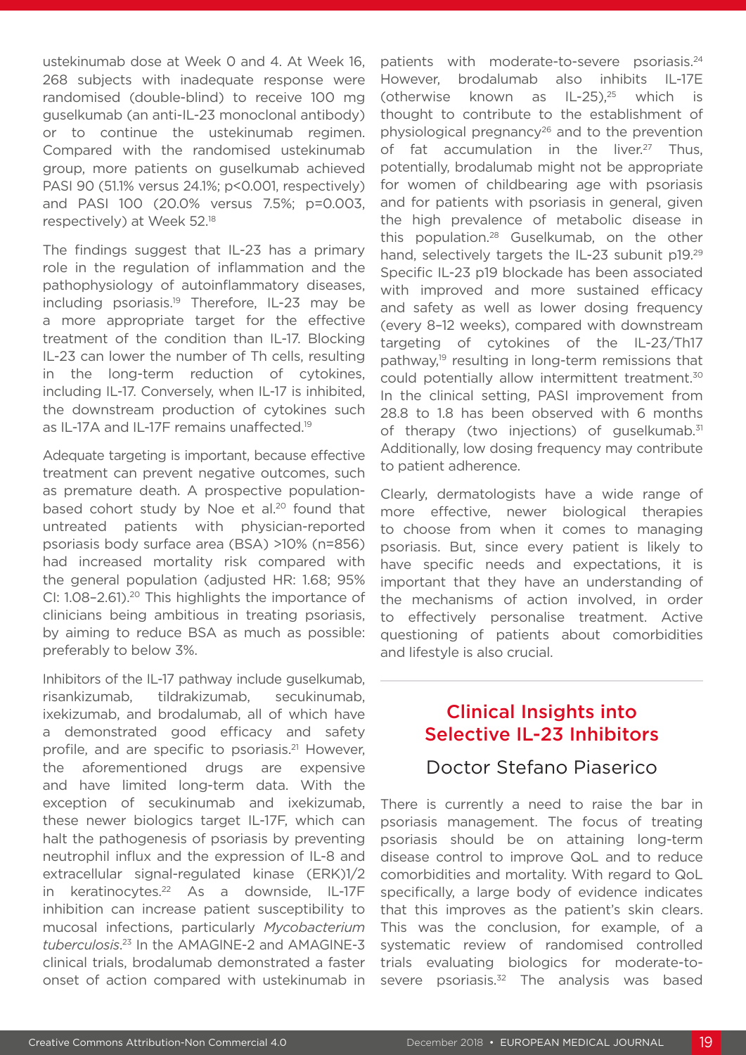ustekinumab dose at Week 0 and 4. At Week 16, 268 subjects with inadequate response were randomised (double-blind) to receive 100 mg guselkumab (an anti-IL-23 monoclonal antibody) or to continue the ustekinumab regimen. Compared with the randomised ustekinumab group, more patients on guselkumab achieved PASI 90 (51.1% versus 24.1%; p<0.001, respectively) and PASI 100 (20.0% versus 7.5%; p=0.003, respectively) at Week 52.[18]

The findings suggest that IL-23 has a primary role in the regulation of inflammation and the pathophysiology of autoinflammatory diseases, including psoriasis.[19] Therefore, IL-23 may be a more appropriate target for the effective treatment of the condition than IL-17. Blocking IL-23 can lower the number of Th cells, resulting in the long-term reduction of cytokines, including IL-17. Conversely, when IL-17 is inhibited, the downstream production of cytokines such as IL-17A and IL-17F remains unaffected.[19]

Adequate targeting is important, because effective treatment can prevent negative outcomes, such as premature death. A prospective population-based cohort study by Noe et al.[20] found that untreated patients with physician-reported psoriasis body surface area (BSA) >10% (n=856) had increased mortality risk compared with the general population (adjusted HR: 1.68; 95% CI: 1.08–2.61).[20] This highlights the importance of clinicians being ambitious in treating psoriasis, by aiming to reduce BSA as much as possible: preferably to below 3%.

Inhibitors of the IL-17 pathway include guselkumab, risankizumab, tildrakizumab, secukinumab, ixekizumab, and brodalumab, all of which have a demonstrated good efficacy and safety profile, and are specific to psoriasis.[21] However, the aforementioned drugs are expensive and have limited long-term data. With the exception of secukinumab and ixekizumab, these newer biologics target IL-17F, which can halt the pathogenesis of psoriasis by preventing neutrophil influx and the expression of IL-8 and extracellular signal-regulated kinase (ERK)1/2 in keratinocytes.[22] As a downside, IL-17F inhibition can increase patient susceptibility to mucosal infections, particularly *Mycobacterium tuberculosis*.[23] In the AMAGINE-2 and AMAGINE-3 clinical trials, brodalumab demonstrated a faster onset of action compared with ustekinumab in patients with moderate-to-severe psoriasis.[24] However, brodalumab also inhibits IL-17E (otherwise known as IL-25),[25] which is thought to contribute to the establishment of physiological pregnancy[26] and to the prevention of fat accumulation in the liver.[27] Thus, potentially, brodalumab might not be appropriate for women of childbearing age with psoriasis and for patients with psoriasis in general, given the high prevalence of metabolic disease in this population.[28] Guselkumab, on the other hand, selectively targets the IL-23 subunit p19.[29] Specific IL-23 p19 blockade has been associated with improved and more sustained efficacy and safety as well as lower dosing frequency (every 8–12 weeks), compared with downstream targeting of cytokines of the IL-23/Th17 pathway,[19] resulting in long-term remissions that could potentially allow intermittent treatment.[30] In the clinical setting, PASI improvement from 28.8 to 1.8 has been observed with 6 months of therapy (two injections) of guselkumab.[31] Additionally, low dosing frequency may contribute to patient adherence.

Clearly, dermatologists have a wide range of more effective, newer biological therapies to choose from when it comes to managing psoriasis. But, since every patient is likely to have specific needs and expectations, it is important that they have an understanding of the mechanisms of action involved, in order to effectively personalise treatment. Active questioning of patients about comorbidities and lifestyle is also crucial.

## Clinical Insights into Selective IL-23 Inhibitors

### Doctor Stefano Piaserico

There is currently a need to raise the bar in psoriasis management. The focus of treating psoriasis should be on attaining long-term disease control to improve QoL and to reduce comorbidities and mortality. With regard to QoL specifically, a large body of evidence indicates that this improves as the patient's skin clears. This was the conclusion, for example, of a systematic review of randomised controlled trials evaluating biologics for moderate-to-severe psoriasis.[32] The analysis was based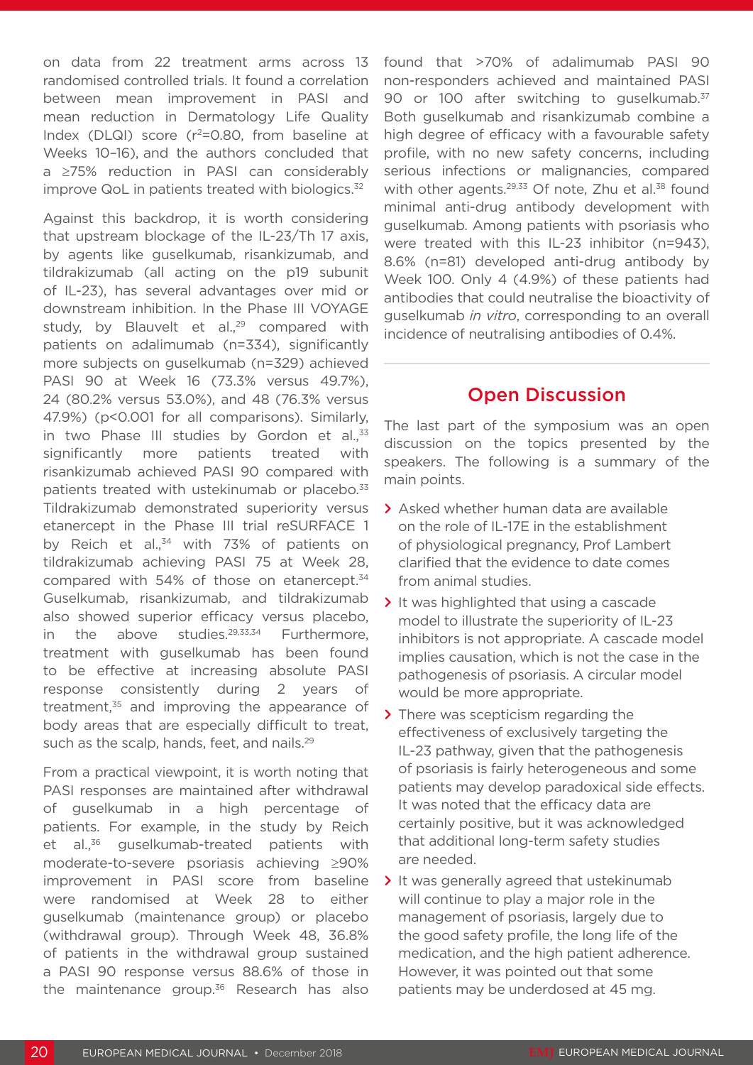on data from 22 treatment arms across 13 randomised controlled trials. It found a correlation between mean improvement in PASI and mean reduction in Dermatology Life Quality Index (DLQI) score ($r^2$=0.80, from baseline at Weeks 10–16), and the authors concluded that a ≥75% reduction in PASI can considerably improve QoL in patients treated with biologics.[32]

Against this backdrop, it is worth considering that upstream blockage of the IL-23/Th 17 axis, by agents like guselkumab, risankizumab, and tildrakizumab (all acting on the p19 subunit of IL-23), has several advantages over mid or downstream inhibition. In the Phase III VOYAGE study, by Blauvelt et al.,[29] compared with patients on adalimumab (n=334), significantly more subjects on guselkumab (n=329) achieved PASI 90 at Week 16 (73.3% versus 49.7%), 24 (80.2% versus 53.0%), and 48 (76.3% versus 47.9%) (p<0.001 for all comparisons). Similarly, in two Phase III studies by Gordon et al.,[33] significantly more patients treated with risankizumab achieved PASI 90 compared with patients treated with ustekinumab or placebo.[33] Tildrakizumab demonstrated superiority versus etanercept in the Phase III trial reSURFACE 1 by Reich et al.,[34] with 73% of patients on tildrakizumab achieving PASI 75 at Week 28, compared with 54% of those on etanercept.[34] Guselkumab, risankizumab, and tildrakizumab also showed superior efficacy versus placebo, in the above studies.[29,33,34] Furthermore, treatment with guselkumab has been found to be effective at increasing absolute PASI response consistently during 2 years of treatment,[35] and improving the appearance of body areas that are especially difficult to treat, such as the scalp, hands, feet, and nails.[29]

From a practical viewpoint, it is worth noting that PASI responses are maintained after withdrawal of guselkumab in a high percentage of patients. For example, in the study by Reich et al.,[36] guselkumab-treated patients with moderate-to-severe psoriasis achieving ≥90% improvement in PASI score from baseline were randomised at Week 28 to either guselkumab (maintenance group) or placebo (withdrawal group). Through Week 48, 36.8% of patients in the withdrawal group sustained a PASI 90 response versus 88.6% of those in the maintenance group.[36] Research has also found that >70% of adalimumab PASI 90 non-responders achieved and maintained PASI 90 or 100 after switching to guselkumab.[37] Both guselkumab and risankizumab combine a high degree of efficacy with a favourable safety profile, with no new safety concerns, including serious infections or malignancies, compared with other agents.[29,33] Of note, Zhu et al.[38] found minimal anti-drug antibody development with guselkumab. Among patients with psoriasis who were treated with this IL-23 inhibitor (n=943), 8.6% (n=81) developed anti-drug antibody by Week 100. Only 4 (4.9%) of these patients had antibodies that could neutralise the bioactivity of guselkumab *in vitro*, corresponding to an overall incidence of neutralising antibodies of 0.4%.

## Open Discussion

The last part of the symposium was an open discussion on the topics presented by the speakers. The following is a summary of the main points.

- Asked whether human data are available on the role of IL-17E in the establishment of physiological pregnancy, Prof Lambert clarified that the evidence to date comes from animal studies.
- It was highlighted that using a cascade model to illustrate the superiority of IL-23 inhibitors is not appropriate. A cascade model implies causation, which is not the case in the pathogenesis of psoriasis. A circular model would be more appropriate.
- There was scepticism regarding the effectiveness of exclusively targeting the IL-23 pathway, given that the pathogenesis of psoriasis is fairly heterogeneous and some patients may develop paradoxical side effects. It was noted that the efficacy data are certainly positive, but it was acknowledged that additional long-term safety studies are needed.
- It was generally agreed that ustekinumab will continue to play a major role in the management of psoriasis, largely due to the good safety profile, the long life of the medication, and the high patient adherence. However, it was pointed out that some patients may be underdosed at 45 mg.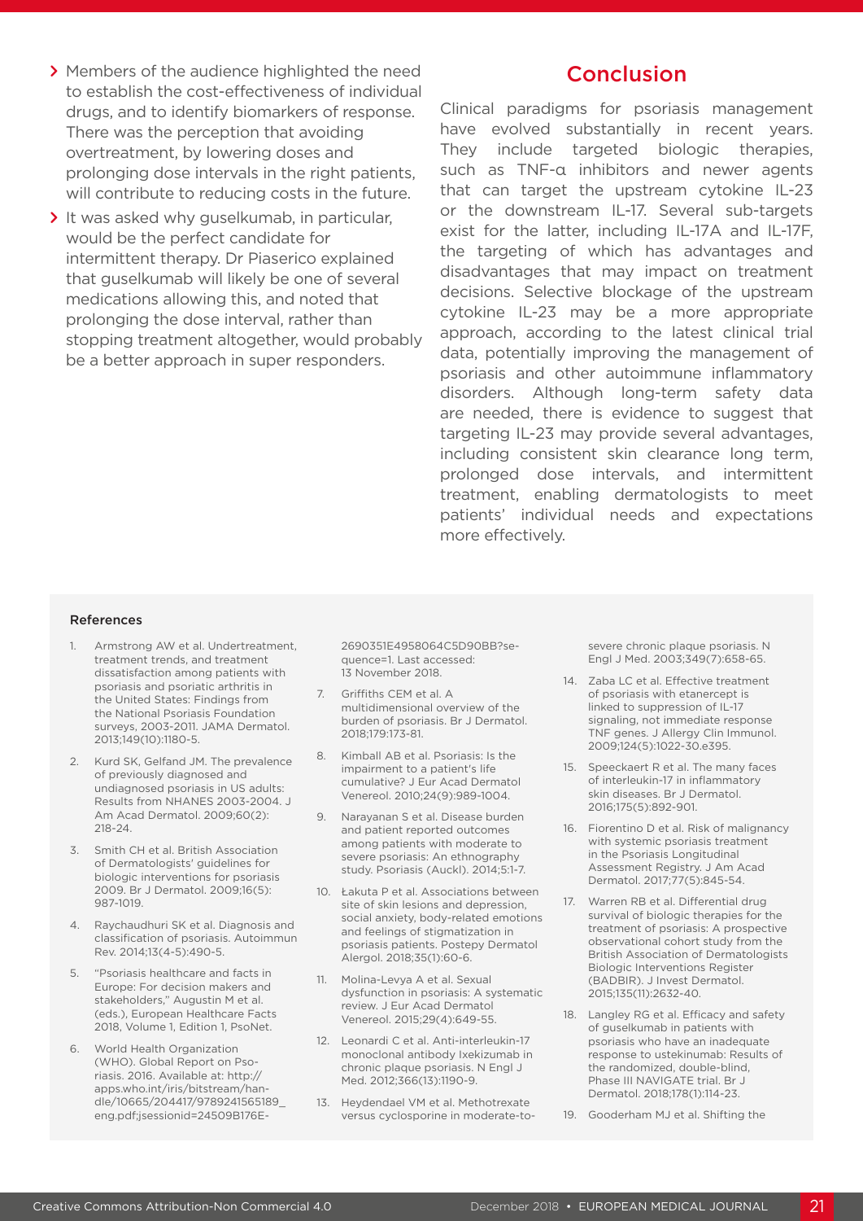- Members of the audience highlighted the need to establish the cost-effectiveness of individual drugs, and to identify biomarkers of response. There was the perception that avoiding overtreatment, by lowering doses and prolonging dose intervals in the right patients, will contribute to reducing costs in the future.
- It was asked why guselkumab, in particular, would be the perfect candidate for intermittent therapy. Dr Piaserico explained that guselkumab will likely be one of several medications allowing this, and noted that prolonging the dose interval, rather than stopping treatment altogether, would probably be a better approach in super responders.

## Conclusion

Clinical paradigms for psoriasis management have evolved substantially in recent years. They include targeted biologic therapies, such as TNF-α inhibitors and newer agents that can target the upstream cytokine IL-23 or the downstream IL-17. Several sub-targets exist for the latter, including IL-17A and IL-17F, the targeting of which has advantages and disadvantages that may impact on treatment decisions. Selective blockage of the upstream cytokine IL-23 may be a more appropriate approach, according to the latest clinical trial data, potentially improving the management of psoriasis and other autoimmune inflammatory disorders. Although long-term safety data are needed, there is evidence to suggest that targeting IL-23 may provide several advantages, including consistent skin clearance long term, prolonged dose intervals, and intermittent treatment, enabling dermatologists to meet patients' individual needs and expectations more effectively.

### References

1. Armstrong AW et al. Undertreatment, treatment trends, and treatment dissatisfaction among patients with psoriasis and psoriatic arthritis in the United States: Findings from the National Psoriasis Foundation surveys, 2003-2011. JAMA Dermatol. 2013;149(10):1180-5.
2. Kurd SK, Gelfand JM. The prevalence of previously diagnosed and undiagnosed psoriasis in US adults: Results from NHANES 2003-2004. J Am Acad Dermatol. 2009;60(2): 218-24.
3. Smith CH et al. British Association of Dermatologists' guidelines for biologic interventions for psoriasis 2009. Br J Dermatol. 2009;16(5): 987-1019.
4. Raychaudhuri SK et al. Diagnosis and classification of psoriasis. Autoimmun Rev. 2014;13(4-5):490-5.
5. "Psoriasis healthcare and facts in Europe: For decision makers and stakeholders," Augustin M et al. (eds.), European Healthcare Facts 2018, Volume 1, Edition 1, PsoNet.
6. World Health Organization (WHO). Global Report on Psoriasis. 2016. Available at: http://apps.who.int/iris/bitstream/handle/10665/204417/9789241565189_eng.pdf;jsessionid=24509B176E-2690351E4958064C5D90BB?sequence=1. Last accessed: 13 November 2018.
7. Griffiths CEM et al. A multidimensional overview of the burden of psoriasis. Br J Dermatol. 2018;179:173-81.
8. Kimball AB et al. Psoriasis: Is the impairment to a patient's life cumulative? J Eur Acad Dermatol Venereol. 2010;24(9):989-1004.
9. Narayanan S et al. Disease burden and patient reported outcomes among patients with moderate to severe psoriasis: An ethnography study. Psoriasis (Auckl). 2014;5:1-7.
10. Łakuta P et al. Associations between site of skin lesions and depression, social anxiety, body-related emotions and feelings of stigmatization in psoriasis patients. Postepy Dermatol Alergol. 2018;35(1):60-6.
11. Molina-Levya A et al. Sexual dysfunction in psoriasis: A systematic review. J Eur Acad Dermatol Venereol. 2015;29(4):649-55.
12. Leonardi C et al. Anti-interleukin-17 monoclonal antibody Ixekizumab in chronic plaque psoriasis. N Engl J Med. 2012;366(13):1190-9.
13. Heydendael VM et al. Methotrexate versus cyclosporine in moderate-to-severe chronic plaque psoriasis. N Engl J Med. 2003;349(7):658-65.
14. Zaba LC et al. Effective treatment of psoriasis with etanercept is linked to suppression of IL-17 signaling, not immediate response TNF genes. J Allergy Clin Immunol. 2009;124(5):1022-30.e395.
15. Speeckaert R et al. The many faces of interleukin-17 in inflammatory skin diseases. Br J Dermatol. 2016;175(5):892-901.
16. Fiorentino D et al. Risk of malignancy with systemic psoriasis treatment in the Psoriasis Longitudinal Assessment Registry. J Am Acad Dermatol. 2017;77(5):845-54.
17. Warren RB et al. Differential drug survival of biologic therapies for the treatment of psoriasis: A prospective observational cohort study from the British Association of Dermatologists Biologic Interventions Register (BADBIR). J Invest Dermatol. 2015;135(11):2632-40.
18. Langley RG et al. Efficacy and safety of guselkumab in patients with psoriasis who have an inadequate response to ustekinumab: Results of the randomized, double-blind, Phase III NAVIGATE trial. Br J Dermatol. 2018;178(1):114-23.
19. Gooderham MJ et al. Shifting the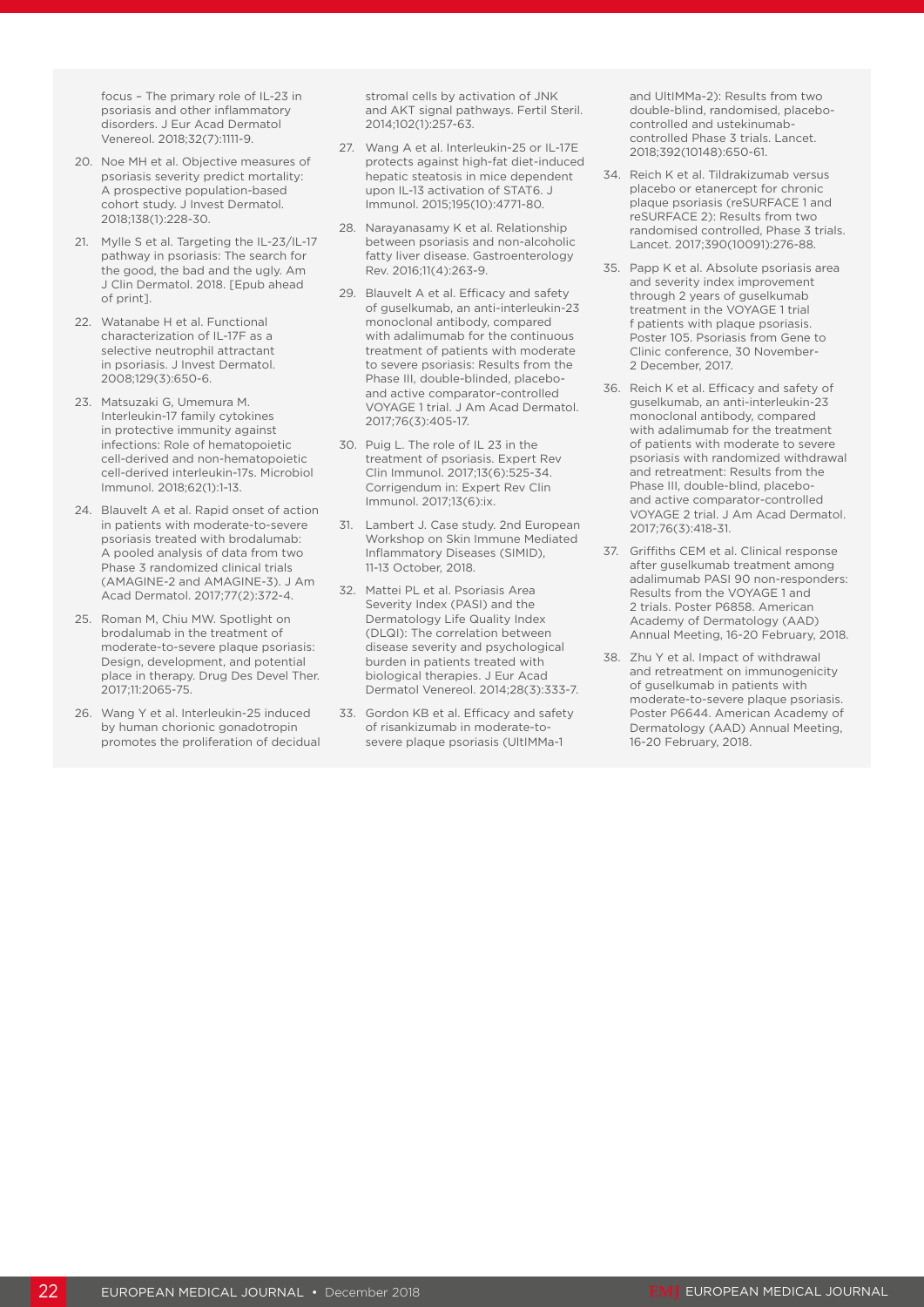focus – The primary role of IL-23 in psoriasis and other inflammatory disorders. J Eur Acad Dermatol Venereol. 2018;32(7):1111-9.

20. Noe MH et al. Objective measures of psoriasis severity predict mortality: A prospective population-based cohort study. J Invest Dermatol. 2018;138(1):228-30.
21. Mylle S et al. Targeting the IL-23/IL-17 pathway in psoriasis: The search for the good, the bad and the ugly. Am J Clin Dermatol. 2018. [Epub ahead of print].
22. Watanabe H et al. Functional characterization of IL-17F as a selective neutrophil attractant in psoriasis. J Invest Dermatol. 2008;129(3):650-6.
23. Matsuzaki G, Umemura M. Interleukin-17 family cytokines in protective immunity against infections: Role of hematopoietic cell-derived and non-hematopoietic cell-derived interleukin-17s. Microbiol Immunol. 2018;62(1):1-13.
24. Blauvelt A et al. Rapid onset of action in patients with moderate-to-severe psoriasis treated with brodalumab: A pooled analysis of data from two Phase 3 randomized clinical trials (AMAGINE-2 and AMAGINE-3). J Am Acad Dermatol. 2017;77(2):372-4.
25. Roman M, Chiu MW. Spotlight on brodalumab in the treatment of moderate-to-severe plaque psoriasis: Design, development, and potential place in therapy. Drug Des Devel Ther. 2017;11:2065-75.
26. Wang Y et al. Interleukin-25 induced by human chorionic gonadotropin promotes the proliferation of decidual stromal cells by activation of JNK and AKT signal pathways. Fertil Steril. 2014;102(1):257-63.
27. Wang A et al. Interleukin-25 or IL-17E protects against high-fat diet-induced hepatic steatosis in mice dependent upon IL-13 activation of STAT6. J Immunol. 2015;195(10):4771-80.
28. Narayanasamy K et al. Relationship between psoriasis and non-alcoholic fatty liver disease. Gastroenterology Rev. 2016;11(4):263-9.
29. Blauvelt A et al. Efficacy and safety of guselkumab, an anti-interleukin-23 monoclonal antibody, compared with adalimumab for the continuous treatment of patients with moderate to severe psoriasis: Results from the Phase III, double-blinded, placebo- and active comparator-controlled VOYAGE 1 trial. J Am Acad Dermatol. 2017;76(3):405-17.
30. Puig L. The role of IL 23 in the treatment of psoriasis. Expert Rev Clin Immunol. 2017;13(6):525-34. Corrigendum in: Expert Rev Clin Immunol. 2017;13(6):ix.
31. Lambert J. Case study. 2nd European Workshop on Skin Immune Mediated Inflammatory Diseases (SIMID), 11-13 October, 2018.
32. Mattei PL et al. Psoriasis Area Severity Index (PASI) and the Dermatology Life Quality Index (DLQI): The correlation between disease severity and psychological burden in patients treated with biological therapies. J Eur Acad Dermatol Venereol. 2014;28(3):333-7.
33. Gordon KB et al. Efficacy and safety of risankizumab in moderate-to-severe plaque psoriasis (UltIMMa-1 and UltIMMa-2): Results from two double-blind, randomised, placebo-controlled and ustekinumab-controlled Phase 3 trials. Lancet. 2018;392(10148):650-61.
34. Reich K et al. Tildrakizumab versus placebo or etanercept for chronic plaque psoriasis (reSURFACE 1 and reSURFACE 2): Results from two randomised controlled, Phase 3 trials. Lancet. 2017;390(10091):276-88.
35. Papp K et al. Absolute psoriasis area and severity index improvement through 2 years of guselkumab treatment in the VOYAGE 1 trial f patients with plaque psoriasis. Poster 105. Psoriasis from Gene to Clinic conference, 30 November-2 December, 2017.
36. Reich K et al. Efficacy and safety of guselkumab, an anti-interleukin-23 monoclonal antibody, compared with adalimumab for the treatment of patients with moderate to severe psoriasis with randomized withdrawal and retreatment: Results from the Phase III, double-blind, placebo- and active comparator-controlled VOYAGE 2 trial. J Am Acad Dermatol. 2017;76(3):418-31.
37. Griffiths CEM et al. Clinical response after guselkumab treatment among adalimumab PASI 90 non-responders: Results from the VOYAGE 1 and 2 trials. Poster P6858. American Academy of Dermatology (AAD) Annual Meeting, 16-20 February, 2018.
38. Zhu Y et al. Impact of withdrawal and retreatment on immunogenicity of guselkumab in patients with moderate-to-severe plaque psoriasis. Poster P6644. American Academy of Dermatology (AAD) Annual Meeting, 16-20 February, 2018.